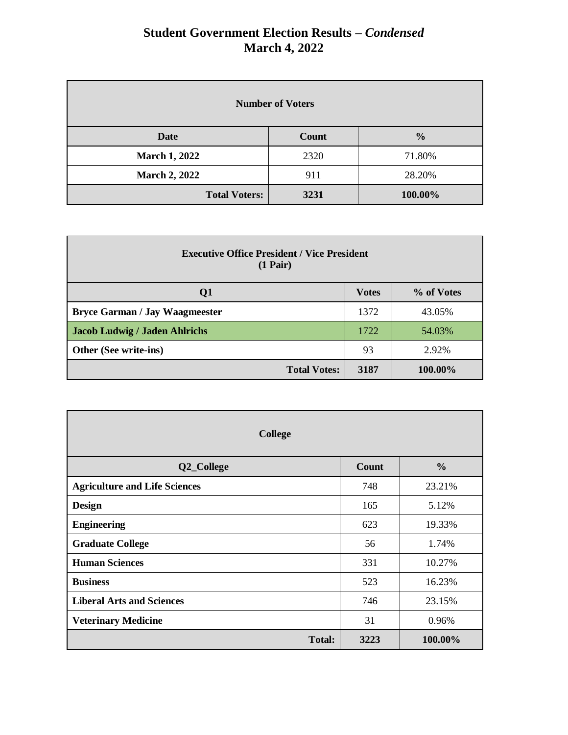# Student Government Election Results – *Condensed*
## March 4, 2022

| Number of Voters | | |
|---|---|---|
| **Date** | **Count** | **%** |
| **March 1, 2022** | 2320 | 71.80% |
| **March 2, 2022** | 911 | 28.20% |
| **Total Voters:** | **3231** | **100.00%** |

| Executive Office President / Vice President (1 Pair) | | |
|---|---|---|
| **Q1** | **Votes** | **% of Votes** |
| **Bryce Garman / Jay Waagmeester** | 1372 | 43.05% |
| **Jacob Ludwig / Jaden Ahlrichs** | 1722 | 54.03% |
| **Other (See write-ins)** | 93 | 2.92% |
| **Total Votes:** | **3187** | **100.00%** |

| College | | |
|---|---|---|
| **Q2_College** | **Count** | **%** |
| **Agriculture and Life Sciences** | 748 | 23.21% |
| **Design** | 165 | 5.12% |
| **Engineering** | 623 | 19.33% |
| **Graduate College** | 56 | 1.74% |
| **Human Sciences** | 331 | 10.27% |
| **Business** | 523 | 16.23% |
| **Liberal Arts and Sciences** | 746 | 23.15% |
| **Veterinary Medicine** | 31 | 0.96% |
| **Total:** | **3223** | **100.00%** |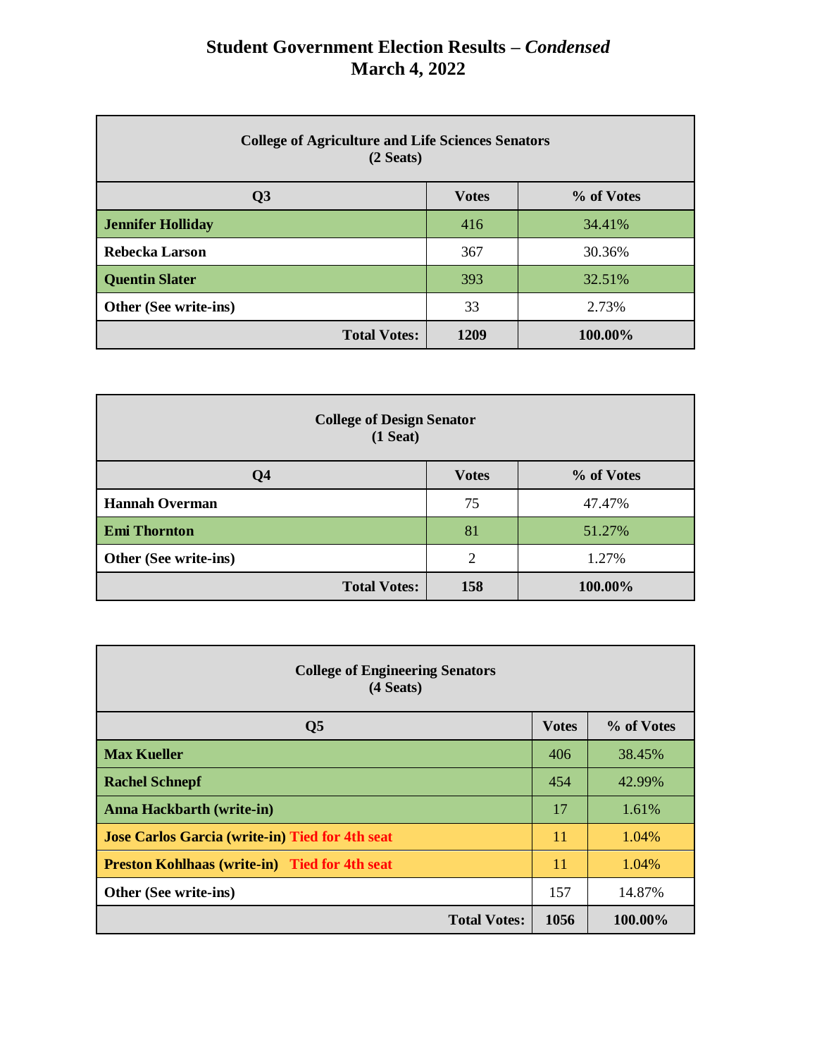# Student Government Election Results – *Condensed*
# March 4, 2022

| College of Agriculture and Life Sciences Senators (2 Seats) | | |
|---|---|---|
| **Q3** | **Votes** | **% of Votes** |
| **Jennifer Holliday** | 416 | 34.41% |
| **Rebecka Larson** | 367 | 30.36% |
| **Quentin Slater** | 393 | 32.51% |
| **Other (See write-ins)** | 33 | 2.73% |
| **Total Votes:** | **1209** | **100.00%** |

| College of Design Senator (1 Seat) | | |
|---|---|---|
| **Q4** | **Votes** | **% of Votes** |
| **Hannah Overman** | 75 | 47.47% |
| **Emi Thornton** | 81 | 51.27% |
| **Other (See write-ins)** | 2 | 1.27% |
| **Total Votes:** | **158** | **100.00%** |

| College of Engineering Senators (4 Seats) | | |
|---|---|---|
| **Q5** | **Votes** | **% of Votes** |
| **Max Kueller** | 406 | 38.45% |
| **Rachel Schnepf** | 454 | 42.99% |
| **Anna Hackbarth (write-in)** | 17 | 1.61% |
| **Jose Carlos Garcia (write-in) Tied for 4th seat** | 11 | 1.04% |
| **Preston Kohlhaas (write-in) Tied for 4th seat** | 11 | 1.04% |
| **Other (See write-ins)** | 157 | 14.87% |
| **Total Votes:** | **1056** | **100.00%** |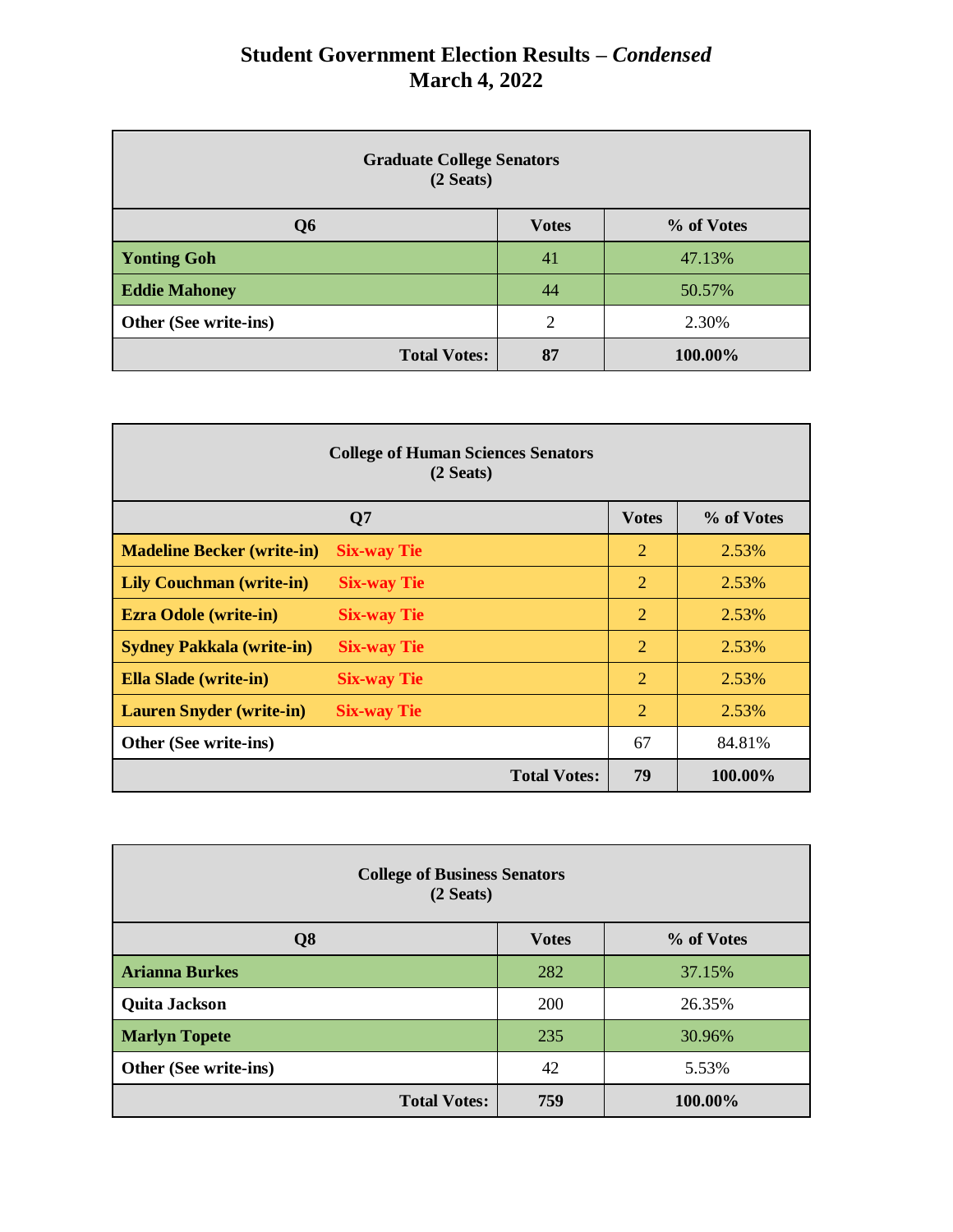# Student Government Election Results – *Condensed*
# March 4, 2022

| Graduate College Senators (2 Seats) | | |
|---|---|---|
| **Q6** | **Votes** | **% of Votes** |
| **Yonting Goh** | 41 | 47.13% |
| **Eddie Mahoney** | 44 | 50.57% |
| **Other (See write-ins)** | 2 | 2.30% |
| **Total Votes:** | **87** | **100.00%** |

| College of Human Sciences Senators (2 Seats) | | |
|---|---|---|
| **Q7** | **Votes** | **% of Votes** |
| **Madeline Becker (write-in)** **Six-way Tie** | 2 | 2.53% |
| **Lily Couchman (write-in)** **Six-way Tie** | 2 | 2.53% |
| **Ezra Odole (write-in)** **Six-way Tie** | 2 | 2.53% |
| **Sydney Pakkala (write-in)** **Six-way Tie** | 2 | 2.53% |
| **Ella Slade (write-in)** **Six-way Tie** | 2 | 2.53% |
| **Lauren Snyder (write-in)** **Six-way Tie** | 2 | 2.53% |
| **Other (See write-ins)** | 67 | 84.81% |
| **Total Votes:** | **79** | **100.00%** |

| College of Business Senators (2 Seats) | | |
|---|---|---|
| **Q8** | **Votes** | **% of Votes** |
| **Arianna Burkes** | 282 | 37.15% |
| **Quita Jackson** | 200 | 26.35% |
| **Marlyn Topete** | 235 | 30.96% |
| **Other (See write-ins)** | 42 | 5.53% |
| **Total Votes:** | **759** | **100.00%** |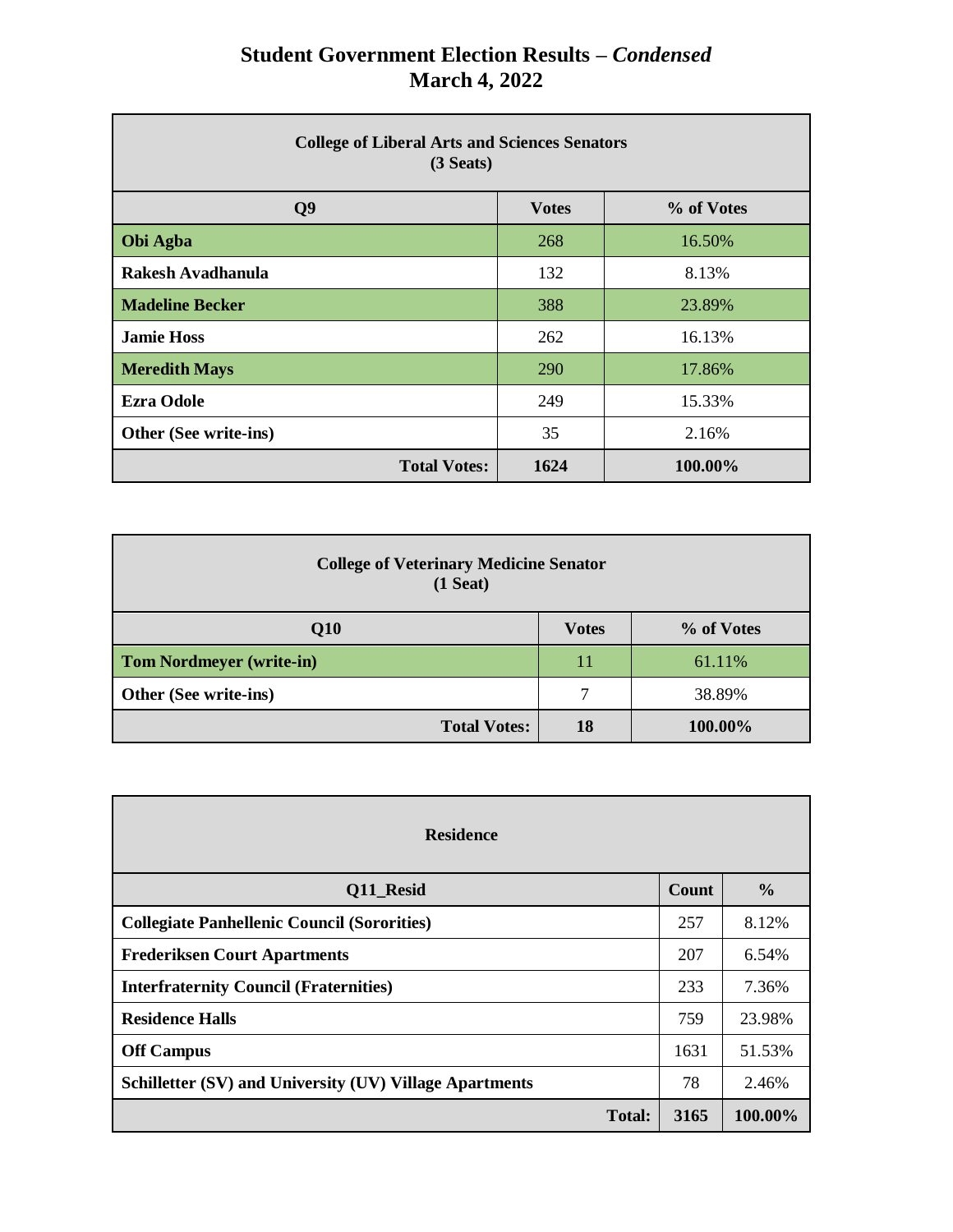# Student Government Election Results – *Condensed*
## March 4, 2022

| College of Liberal Arts and Sciences Senators (3 Seats) | | |
|---|---|---|
| **Q9** | **Votes** | **% of Votes** |
| **Obi Agba** | 268 | 16.50% |
| **Rakesh Avadhanula** | 132 | 8.13% |
| **Madeline Becker** | 388 | 23.89% |
| **Jamie Hoss** | 262 | 16.13% |
| **Meredith Mays** | 290 | 17.86% |
| **Ezra Odole** | 249 | 15.33% |
| **Other (See write-ins)** | 35 | 2.16% |
| **Total Votes:** | **1624** | **100.00%** |

| College of Veterinary Medicine Senator (1 Seat) | | |
|---|---|---|
| **Q10** | **Votes** | **% of Votes** |
| **Tom Nordmeyer (write-in)** | 11 | 61.11% |
| **Other (See write-ins)** | 7 | 38.89% |
| **Total Votes:** | **18** | **100.00%** |

| Residence | | |
|---|---|---|
| **Q11_Resid** | **Count** | **%** |
| **Collegiate Panhellenic Council (Sororities)** | 257 | 8.12% |
| **Frederiksen Court Apartments** | 207 | 6.54% |
| **Interfraternity Council (Fraternities)** | 233 | 7.36% |
| **Residence Halls** | 759 | 23.98% |
| **Off Campus** | 1631 | 51.53% |
| **Schilletter (SV) and University (UV) Village Apartments** | 78 | 2.46% |
| **Total:** | **3165** | **100.00%** |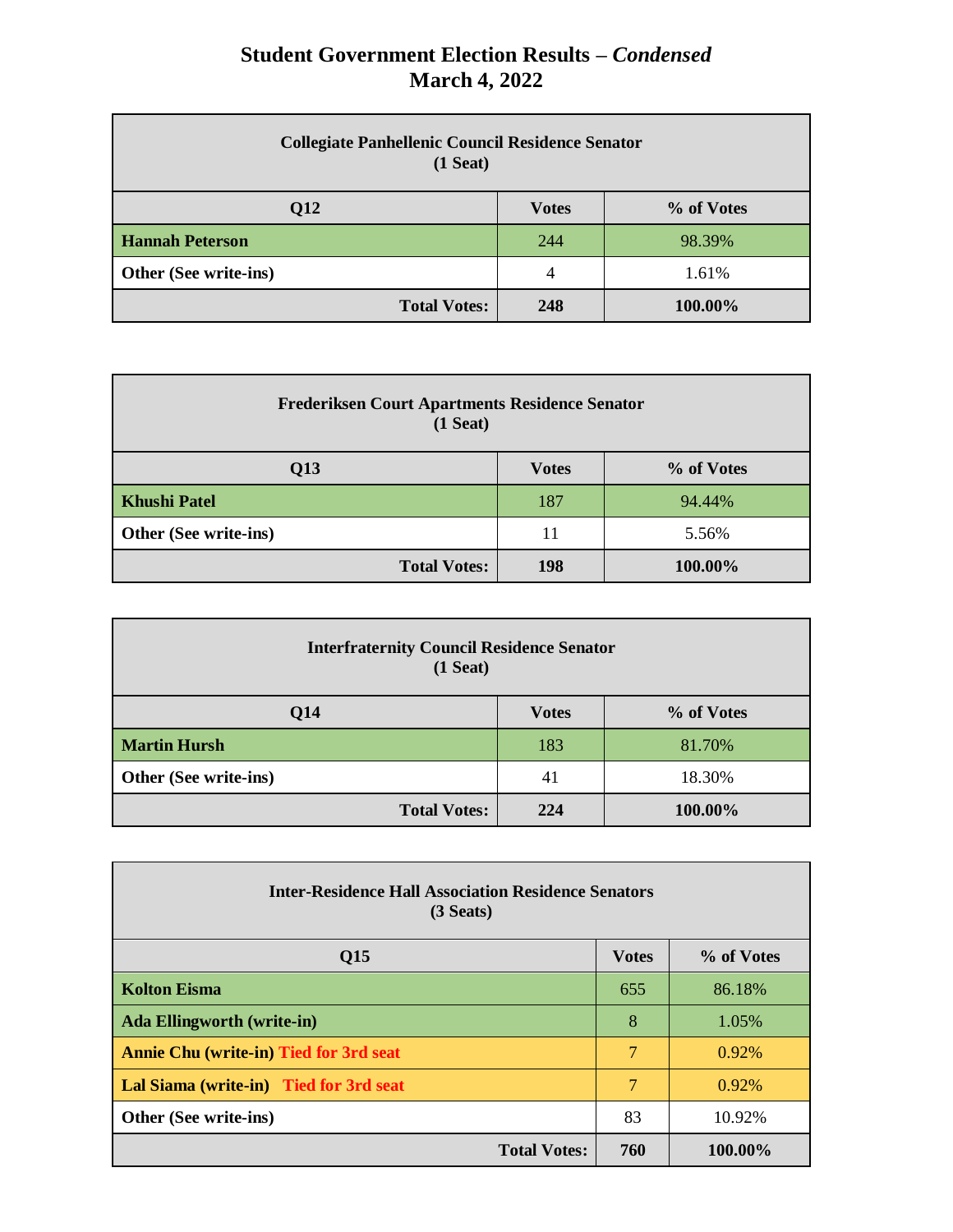# Student Government Election Results – *Condensed*
# March 4, 2022

| Collegiate Panhellenic Council Residence Senator (1 Seat) | | |
|---|---|---|
| **Q12** | **Votes** | **% of Votes** |
| **Hannah Peterson** | 244 | 98.39% |
| **Other (See write-ins)** | 4 | 1.61% |
| **Total Votes:** | **248** | **100.00%** |

| Frederiksen Court Apartments Residence Senator (1 Seat) | | |
|---|---|---|
| **Q13** | **Votes** | **% of Votes** |
| **Khushi Patel** | 187 | 94.44% |
| **Other (See write-ins)** | 11 | 5.56% |
| **Total Votes:** | **198** | **100.00%** |

| Interfraternity Council Residence Senator (1 Seat) | | |
|---|---|---|
| **Q14** | **Votes** | **% of Votes** |
| **Martin Hursh** | 183 | 81.70% |
| **Other (See write-ins)** | 41 | 18.30% |
| **Total Votes:** | **224** | **100.00%** |

| Inter-Residence Hall Association Residence Senators (3 Seats) | | |
|---|---|---|
| **Q15** | **Votes** | **% of Votes** |
| **Kolton Eisma** | 655 | 86.18% |
| **Ada Ellingworth (write-in)** | 8 | 1.05% |
| **Annie Chu (write-in)** **Tied for 3rd seat** | 7 | 0.92% |
| **Lal Siama (write-in)** **Tied for 3rd seat** | 7 | 0.92% |
| **Other (See write-ins)** | 83 | 10.92% |
| **Total Votes:** | **760** | **100.00%** |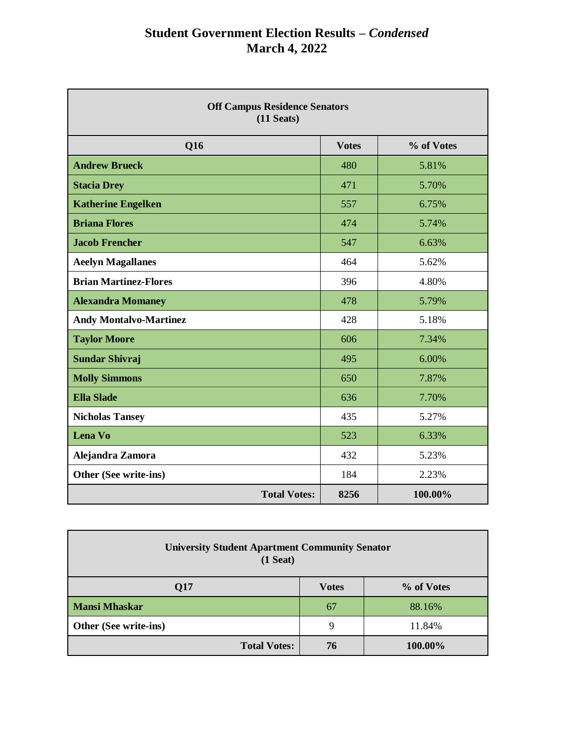# Student Government Election Results – *Condensed*
# March 4, 2022

| Off Campus Residence Senators (11 Seats) | | |
|---|---|---|
| **Q16** | **Votes** | **% of Votes** |
| **Andrew Brueck** | 480 | 5.81% |
| **Stacia Drey** | 471 | 5.70% |
| **Katherine Engelken** | 557 | 6.75% |
| **Briana Flores** | 474 | 5.74% |
| **Jacob Frencher** | 547 | 6.63% |
| **Aeelyn Magallanes** | 464 | 5.62% |
| **Brian Martinez-Flores** | 396 | 4.80% |
| **Alexandra Momaney** | 478 | 5.79% |
| **Andy Montalvo-Martinez** | 428 | 5.18% |
| **Taylor Moore** | 606 | 7.34% |
| **Sundar Shivraj** | 495 | 6.00% |
| **Molly Simmons** | 650 | 7.87% |
| **Ella Slade** | 636 | 7.70% |
| **Nicholas Tansey** | 435 | 5.27% |
| **Lena Vo** | 523 | 6.33% |
| **Alejandra Zamora** | 432 | 5.23% |
| **Other (See write-ins)** | 184 | 2.23% |
| **Total Votes:** | **8256** | **100.00%** |

| University Student Apartment Community Senator (1 Seat) | | |
|---|---|---|
| **Q17** | **Votes** | **% of Votes** |
| **Mansi Mhaskar** | 67 | 88.16% |
| **Other (See write-ins)** | 9 | 11.84% |
| **Total Votes:** | **76** | **100.00%** |